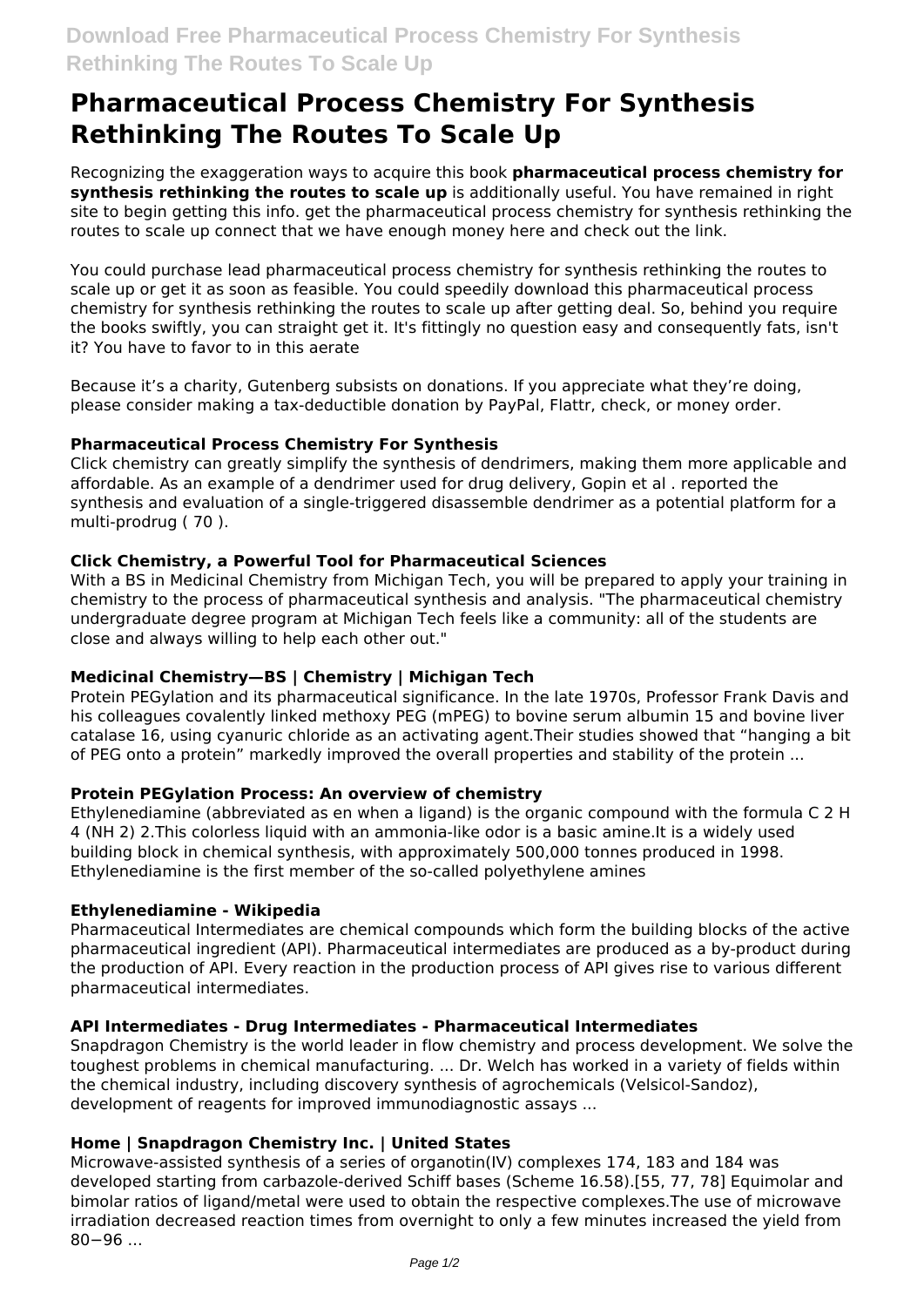# Pharmaceutical Process Chemistry For Synthesis Rethinking The Routes To Scale Up

Recognizing the exaggeration ways to acquire this book **pharmaceutical process chemistry for synthesis rethinking the routes to scale up** is additionally useful. You have remained in right site to begin getting this info. get the pharmaceutical process chemistry for synthesis rethinking the routes to scale up connect that we have enough money here and check out the link.

You could purchase lead pharmaceutical process chemistry for synthesis rethinking the routes to scale up or get it as soon as feasible. You could speedily download this pharmaceutical process chemistry for synthesis rethinking the routes to scale up after getting deal. So, behind you require the books swiftly, you can straight get it. It's fittingly no question easy and consequently fats, isn't it? You have to favor to in this aerate

Because it's a charity, Gutenberg subsists on donations. If you appreciate what they're doing, please consider making a tax-deductible donation by PayPal, Flattr, check, or money order.

### Pharmaceutical Process Chemistry For Synthesis

Click chemistry can greatly simplify the synthesis of dendrimers, making them more applicable and affordable. As an example of a dendrimer used for drug delivery, Gopin et al . reported the synthesis and evaluation of a single-triggered disassemble dendrimer as a potential platform for a multi-prodrug ( 70 ).

### Click Chemistry, a Powerful Tool for Pharmaceutical Sciences

With a BS in Medicinal Chemistry from Michigan Tech, you will be prepared to apply your training in chemistry to the process of pharmaceutical synthesis and analysis. "The pharmaceutical chemistry undergraduate degree program at Michigan Tech feels like a community: all of the students are close and always willing to help each other out."

### Medicinal Chemistry—BS | Chemistry | Michigan Tech

Protein PEGylation and its pharmaceutical significance. In the late 1970s, Professor Frank Davis and his colleagues covalently linked methoxy PEG (mPEG) to bovine serum albumin 15 and bovine liver catalase 16, using cyanuric chloride as an activating agent.Their studies showed that "hanging a bit of PEG onto a protein" markedly improved the overall properties and stability of the protein ...

### Protein PEGylation Process: An overview of chemistry

Ethylenediamine (abbreviated as en when a ligand) is the organic compound with the formula C 2 H 4 (NH 2) 2.This colorless liquid with an ammonia-like odor is a basic amine.It is a widely used building block in chemical synthesis, with approximately 500,000 tonnes produced in 1998. Ethylenediamine is the first member of the so-called polyethylene amines

### Ethylenediamine - Wikipedia

Pharmaceutical Intermediates are chemical compounds which form the building blocks of the active pharmaceutical ingredient (API). Pharmaceutical intermediates are produced as a by-product during the production of API. Every reaction in the production process of API gives rise to various different pharmaceutical intermediates.

### API Intermediates - Drug Intermediates - Pharmaceutical Intermediates

Snapdragon Chemistry is the world leader in flow chemistry and process development. We solve the toughest problems in chemical manufacturing. ... Dr. Welch has worked in a variety of fields within the chemical industry, including discovery synthesis of agrochemicals (Velsicol-Sandoz), development of reagents for improved immunodiagnostic assays ...

### Home | Snapdragon Chemistry Inc. | United States

Microwave-assisted synthesis of a series of organotin(IV) complexes 174, 183 and 184 was developed starting from carbazole-derived Schiff bases (Scheme 16.58).[55, 77, 78] Equimolar and bimolar ratios of ligand/metal were used to obtain the respective complexes.The use of microwave irradiation decreased reaction times from overnight to only a few minutes increased the yield from 80−96 ...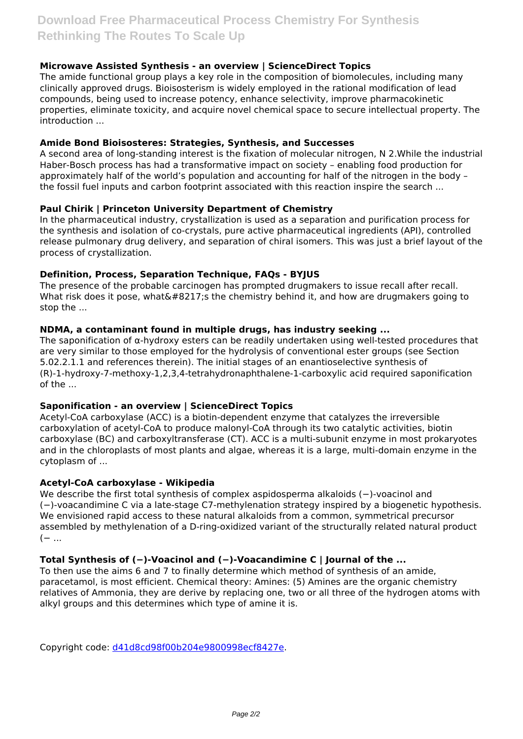#### Microwave Assisted Synthesis - an overview | ScienceDirect Topics

The amide functional group plays a key role in the composition of biomolecules, including many clinically approved drugs. Bioisosterism is widely employed in the rational modification of lead compounds, being used to increase potency, enhance selectivity, improve pharmacokinetic properties, eliminate toxicity, and acquire novel chemical space to secure intellectual property. The introduction ...

#### Amide Bond Bioisosteres: Strategies, Synthesis, and Successes

A second area of long-standing interest is the fixation of molecular nitrogen, N 2.While the industrial Haber-Bosch process has had a transformative impact on society – enabling food production for approximately half of the world's population and accounting for half of the nitrogen in the body – the fossil fuel inputs and carbon footprint associated with this reaction inspire the search ...

#### Paul Chirik | Princeton University Department of Chemistry

In the pharmaceutical industry, crystallization is used as a separation and purification process for the synthesis and isolation of co-crystals, pure active pharmaceutical ingredients (API), controlled release pulmonary drug delivery, and separation of chiral isomers. This was just a brief layout of the process of crystallization.

#### Definition, Process, Separation Technique, FAQs - BYJUS

The presence of the probable carcinogen has prompted drugmakers to issue recall after recall. What risk does it pose, what&#8217;s the chemistry behind it, and how are drugmakers going to stop the ...

#### NDMA, a contaminant found in multiple drugs, has industry seeking ...

The saponification of α-hydroxy esters can be readily undertaken using well-tested procedures that are very similar to those employed for the hydrolysis of conventional ester groups (see Section 5.02.2.1.1 and references therein). The initial stages of an enantioselective synthesis of (R)-1-hydroxy-7-methoxy-1,2,3,4-tetrahydronaphthalene-1-carboxylic acid required saponification of the ...

#### Saponification - an overview | ScienceDirect Topics

Acetyl-CoA carboxylase (ACC) is a biotin-dependent enzyme that catalyzes the irreversible carboxylation of acetyl-CoA to produce malonyl-CoA through its two catalytic activities, biotin carboxylase (BC) and carboxyltransferase (CT). ACC is a multi-subunit enzyme in most prokaryotes and in the chloroplasts of most plants and algae, whereas it is a large, multi-domain enzyme in the cytoplasm of ...

#### Acetyl-CoA carboxylase - Wikipedia

We describe the first total synthesis of complex aspidosperma alkaloids (−)-voacinol and (−)-voacandimine C via a late-stage C7-methylenation strategy inspired by a biogenetic hypothesis. We envisioned rapid access to these natural alkaloids from a common, symmetrical precursor assembled by methylenation of a D-ring-oxidized variant of the structurally related natural product (− ...

#### Total Synthesis of (−)-Voacinol and (−)-Voacandimine C | Journal of the ...

To then use the aims 6 and 7 to finally determine which method of synthesis of an amide, paracetamol, is most efficient. Chemical theory: Amines: (5) Amines are the organic chemistry relatives of Ammonia, they are derive by replacing one, two or all three of the hydrogen atoms with alkyl groups and this determines which type of amine it is.

Copyright code: d41d8cd98f00b204e9800998ecf8427e.